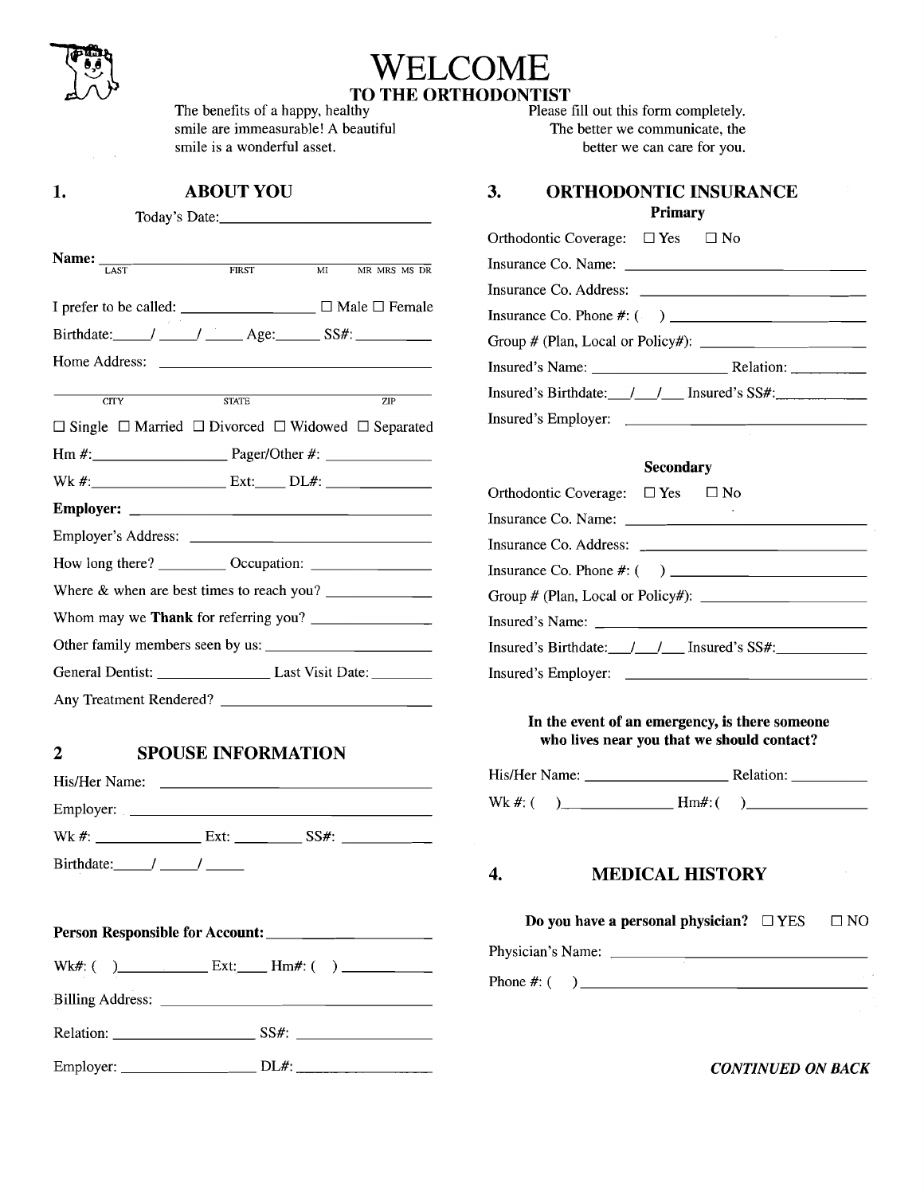# WELCOME
## TO THE ORTHODONTIST

The benefits of a happy, healthy smile are immeasurable! A beautiful smile is a wonderful asset.

Please fill out this form completely. The better we communicate, the better we can care for you.

## 1. ABOUT YOU

Today's Date: ______________________

**Name:** ______________________
LAST FIRST MI MR MRS MS DR

I prefer to be called: ______________ ☐ Male ☐ Female

Birthdate: ____/____/____ Age: _____ SS#: ________

Home Address: ______________________

______________________
CITY STATE ZIP

☐ Single ☐ Married ☐ Divorced ☐ Widowed ☐ Separated

Hm #: ______________ Pager/Other #: ____________

Wk #: ______________ Ext: ____ DL#: ____________

**Employer:** ______________________

Employer's Address: ______________________

How long there? ________ Occupation: ____________

Where & when are best times to reach you? ____________

Whom may we **Thank** for referring you? ____________

Other family members seen by us: ____________

General Dentist: ____________ Last Visit Date: ________

Any Treatment Rendered? ______________________

## 2 SPOUSE INFORMATION

His/Her Name: ______________________

Employer: ______________________

Wk #: ____________ Ext: ________ SS#: __________

Birthdate: ____/____/____

**Person Responsible for Account:** ______________

Wk#: ( ) __________ Ext: ____ Hm#: ( ) __________

Billing Address: ______________________

Relation: ______________ SS#: ______________

Employer: ______________ DL#: ______________

## 3. ORTHODONTIC INSURANCE

### Primary

Orthodontic Coverage: ☐ Yes ☐ No

Insurance Co. Name: ______________________

Insurance Co. Address: ______________________

Insurance Co. Phone #: ( ) ______________________

Group # (Plan, Local or Policy#): ______________

Insured's Name: ______________ Relation: __________

Insured's Birthdate: ___/___/___ Insured's SS#: __________

Insured's Employer: ______________________

### Secondary

Orthodontic Coverage: ☐ Yes ☐ No

Insurance Co. Name: ______________________

Insurance Co. Address: ______________________

Insurance Co. Phone #: ( ) ______________________

Group # (Plan, Local or Policy#): ______________

Insured's Name: ______________________

Insured's Birthdate: ___/___/___ Insured's SS#: __________

Insured's Employer: ______________________

**In the event of an emergency, is there someone who lives near you that we should contact?**

His/Her Name: ______________ Relation: __________

Wk #: ( ) ____________ Hm#: ( ) ____________

## 4. MEDICAL HISTORY

**Do you have a personal physician?** ☐ YES ☐ NO

Physician's Name: ______________________

Phone #: ( ) ______________________

***CONTINUED ON BACK***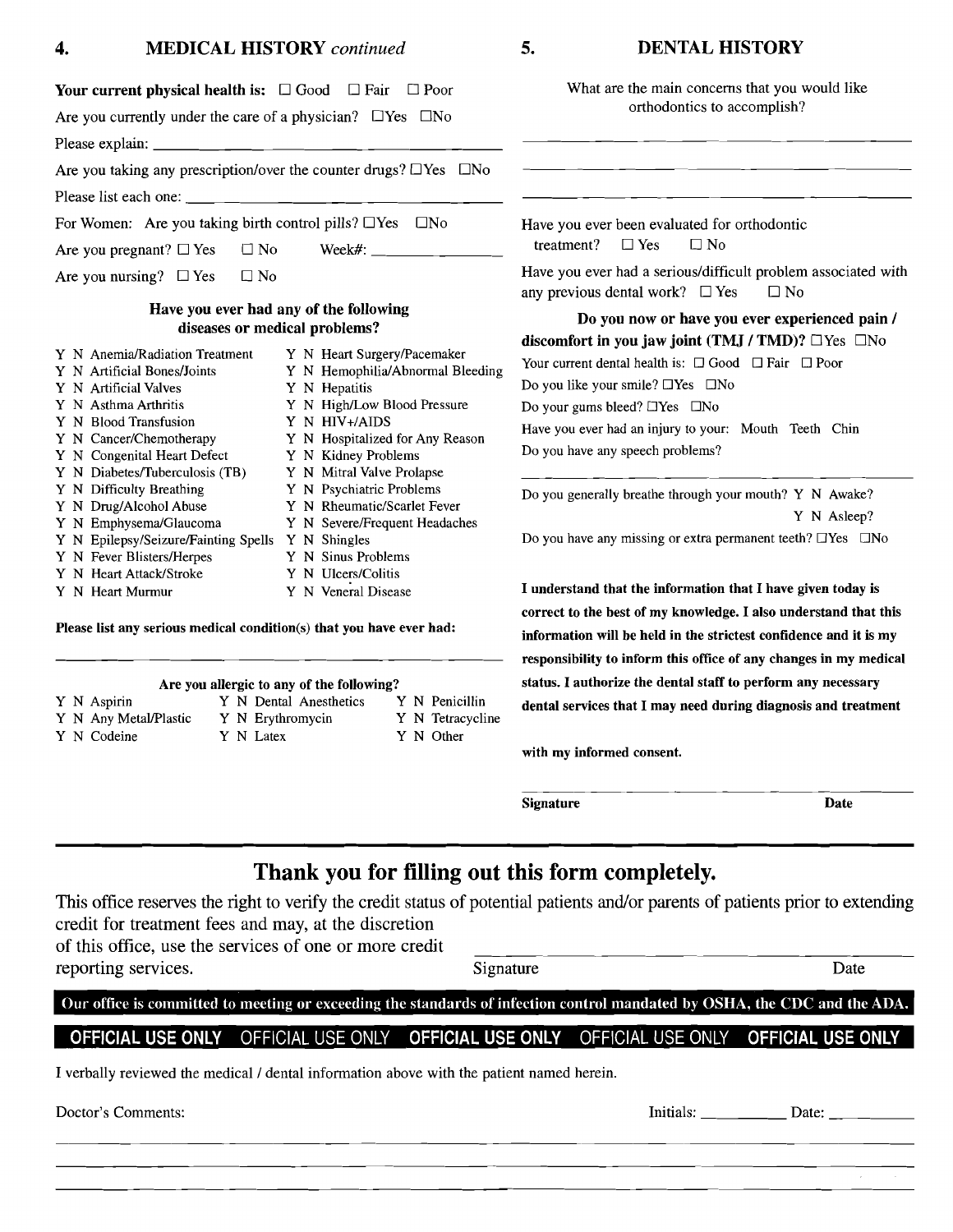## 4. MEDICAL HISTORY *continued*

**Your current physical health is:** ☐ Good ☐ Fair ☐ Poor

Are you currently under the care of a physician? ☐Yes ☐No

Please explain: ________________________________

Are you taking any prescription/over the counter drugs? ☐Yes ☐No

Please list each one: ________________________________

For Women: Are you taking birth control pills? ☐Yes ☐No

Are you pregnant? ☐ Yes ☐ No Week#: ____________

Are you nursing? ☐ Yes ☐ No

### Have you ever had any of the following diseases or medical problems?

| | |
|---|---|
| Y N Anemia/Radiation Treatment | Y N Heart Surgery/Pacemaker |
| Y N Artificial Bones/Joints | Y N Hemophilia/Abnormal Bleeding |
| Y N Artificial Valves | Y N Hepatitis |
| Y N Asthma Arthritis | Y N High/Low Blood Pressure |
| Y N Blood Transfusion | Y N HIV+/AIDS |
| Y N Cancer/Chemotherapy | Y N Hospitalized for Any Reason |
| Y N Congenital Heart Defect | Y N Kidney Problems |
| Y N Diabetes/Tuberculosis (TB) | Y N Mitral Valve Prolapse |
| Y N Difficulty Breathing | Y N Psychiatric Problems |
| Y N Drug/Alcohol Abuse | Y N Rheumatic/Scarlet Fever |
| Y N Emphysema/Glaucoma | Y N Severe/Frequent Headaches |
| Y N Epilepsy/Seizure/Fainting Spells | Y N Shingles |
| Y N Fever Blisters/Herpes | Y N Sinus Problems |
| Y N Heart Attack/Stroke | Y N Ulcers/Colitis |
| Y N Heart Murmur | Y N Veneral Disease |

**Please list any serious medical condition(s) that you have ever had:**

________________________________

**Are you allergic to any of the following?**

| | | |
|---|---|---|
| Y N Aspirin | Y N Dental Anesthetics | Y N Penicillin |
| Y N Any Metal/Plastic | Y N Erythromycin | Y N Tetracycline |
| Y N Codeine | Y N Latex | Y N Other |

## 5. DENTAL HISTORY

What are the main concerns that you would like orthodontics to accomplish?

________________________________

________________________________

________________________________

Have you ever been evaluated for orthodontic treatment? ☐ Yes ☐ No

Have you ever had a serious/difficult problem associated with any previous dental work? ☐ Yes ☐ No

**Do you now or have you ever experienced pain / discomfort in you jaw joint (TMJ / TMD)?** ☐Yes ☐No

Your current dental health is: ☐ Good ☐ Fair ☐ Poor

Do you like your smile? ☐Yes ☐No

Do your gums bleed? ☐Yes ☐No

Have you ever had an injury to your: Mouth Teeth Chin

Do you have any speech problems?

________________________________

Do you generally breathe through your mouth? Y N Awake? Y N Asleep?

Do you have any missing or extra permanent teeth? ☐Yes ☐No

**I understand that the information that I have given today is correct to the best of my knowledge. I also understand that this information will be held in the strictest confidence and it is my responsibility to inform this office of any changes in my medical status. I authorize the dental staff to perform any necessary dental services that I may need during diagnosis and treatment with my informed consent.**

________________________________

**Signature** **Date**

## Thank you for filling out this form completely.

This office reserves the right to verify the credit status of potential patients and/or parents of patients prior to extending credit for treatment fees and may, at the discretion of this office, use the services of one or more credit reporting services.

________________________________

Signature Date

**Our office is committed to meeting or exceeding the standards of infection control mandated by OSHA, the CDC and the ADA.**

**OFFICIAL USE ONLY** OFFICIAL USE ONLY **OFFICIAL USE ONLY** OFFICIAL USE ONLY **OFFICIAL USE ONLY**

I verbally reviewed the medical / dental information above with the patient named herein.

Doctor's Comments: Initials: __________ Date: __________

________________________________

________________________________

________________________________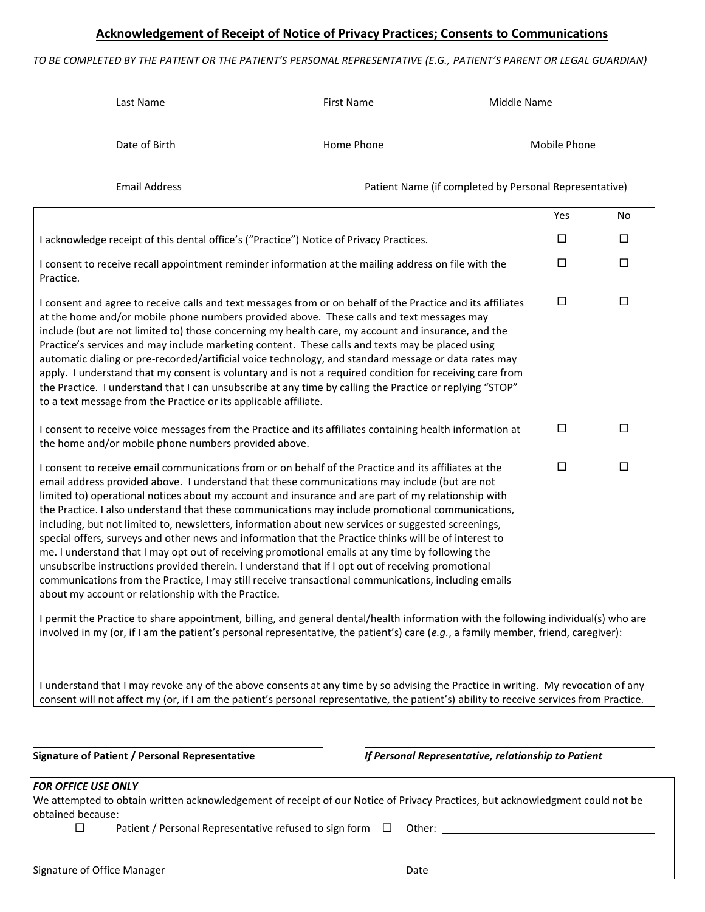## Acknowledgement of Receipt of Notice of Privacy Practices; Consents to Communications

*TO BE COMPLETED BY THE PATIENT OR THE PATIENT'S PERSONAL REPRESENTATIVE (E.G., PATIENT'S PARENT OR LEGAL GUARDIAN)*

| | | |
|---|---|---|
| Last Name | First Name | Middle Name |
| Date of Birth | Home Phone | Mobile Phone |
| Email Address | Patient Name (if completed by Personal Representative) | |

| | Yes | No |
|---|---|---|
| I acknowledge receipt of this dental office's ("Practice") Notice of Privacy Practices. | ☐ | ☐ |
| I consent to receive recall appointment reminder information at the mailing address on file with the Practice. | ☐ | ☐ |
| I consent and agree to receive calls and text messages from or on behalf of the Practice and its affiliates at the home and/or mobile phone numbers provided above. These calls and text messages may include (but are not limited to) those concerning my health care, my account and insurance, and the Practice's services and may include marketing content. These calls and texts may be placed using automatic dialing or pre-recorded/artificial voice technology, and standard message or data rates may apply. I understand that my consent is voluntary and is not a required condition for receiving care from the Practice. I understand that I can unsubscribe at any time by calling the Practice or replying "STOP" to a text message from the Practice or its applicable affiliate. | ☐ | ☐ |
| I consent to receive voice messages from the Practice and its affiliates containing health information at the home and/or mobile phone numbers provided above. | ☐ | ☐ |
| I consent to receive email communications from or on behalf of the Practice and its affiliates at the email address provided above. I understand that these communications may include (but are not limited to) operational notices about my account and insurance and are part of my relationship with the Practice. I also understand that these communications may include promotional communications, including, but not limited to, newsletters, information about new services or suggested screenings, special offers, surveys and other news and information that the Practice thinks will be of interest to me. I understand that I may opt out of receiving promotional emails at any time by following the unsubscribe instructions provided therein. I understand that if I opt out of receiving promotional communications from the Practice, I may still receive transactional communications, including emails about my account or relationship with the Practice. | ☐ | ☐ |

I permit the Practice to share appointment, billing, and general dental/health information with the following individual(s) who are involved in my (or, if I am the patient's personal representative, the patient's) care (*e.g.*, a family member, friend, caregiver):

\_\_\_\_\_\_\_\_\_\_\_\_\_\_\_\_\_\_\_\_\_\_\_\_\_\_\_\_\_\_\_\_\_\_\_\_\_\_\_\_\_\_\_\_\_\_\_\_\_\_\_\_\_\_\_\_

I understand that I may revoke any of the above consents at any time by so advising the Practice in writing. My revocation of any consent will not affect my (or, if I am the patient's personal representative, the patient's) ability to receive services from Practice.

| | |
|---|---|
| **Signature of Patient / Personal Representative** | ***If Personal Representative, relationship to Patient*** |

***FOR OFFICE USE ONLY***

We attempted to obtain written acknowledgement of receipt of our Notice of Privacy Practices, but acknowledgment could not be obtained because:

☐ Patient / Personal Representative refused to sign form ☐ Other: \_\_\_\_\_\_\_\_\_\_\_\_\_\_\_\_\_\_\_\_

| | |
|---|---|
| Signature of Office Manager | Date |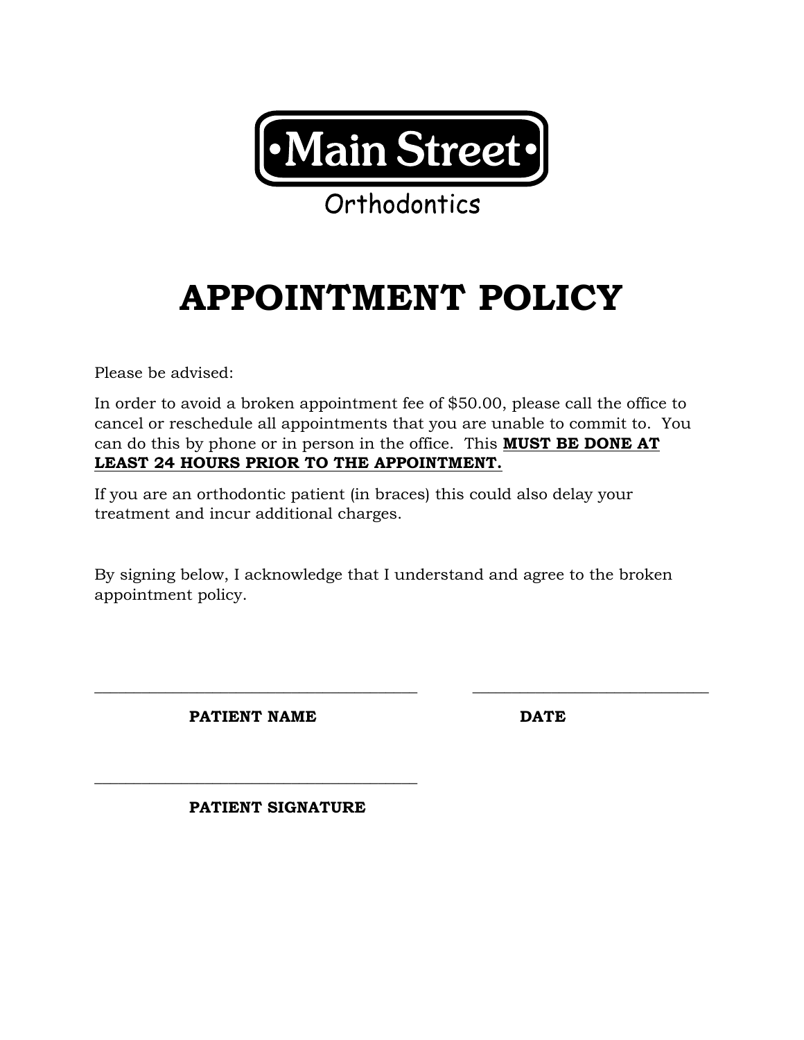**•Main Street•**

Orthodontics

# APPOINTMENT POLICY

Please be advised:

In order to avoid a broken appointment fee of $50.00, please call the office to cancel or reschedule all appointments that you are unable to commit to. You can do this by phone or in person in the office. This **MUST BE DONE AT LEAST 24 HOURS PRIOR TO THE APPOINTMENT.**

If you are an orthodontic patient (in braces) this could also delay your treatment and incur additional charges.

By signing below, I acknowledge that I understand and agree to the broken appointment policy.

\_\_\_\_\_\_\_\_\_\_\_\_\_\_\_\_\_\_\_\_\_\_\_\_\_\_\_\_\_\_\_\_\_\_\_\_\_\_\_\_ \_\_\_\_\_\_\_\_\_\_\_\_\_\_\_\_\_\_\_\_\_\_\_\_\_\_\_\_\_\_

**PATIENT NAME** **DATE**

\_\_\_\_\_\_\_\_\_\_\_\_\_\_\_\_\_\_\_\_\_\_\_\_\_\_\_\_\_\_\_\_\_\_\_\_\_\_\_\_

**PATIENT SIGNATURE**